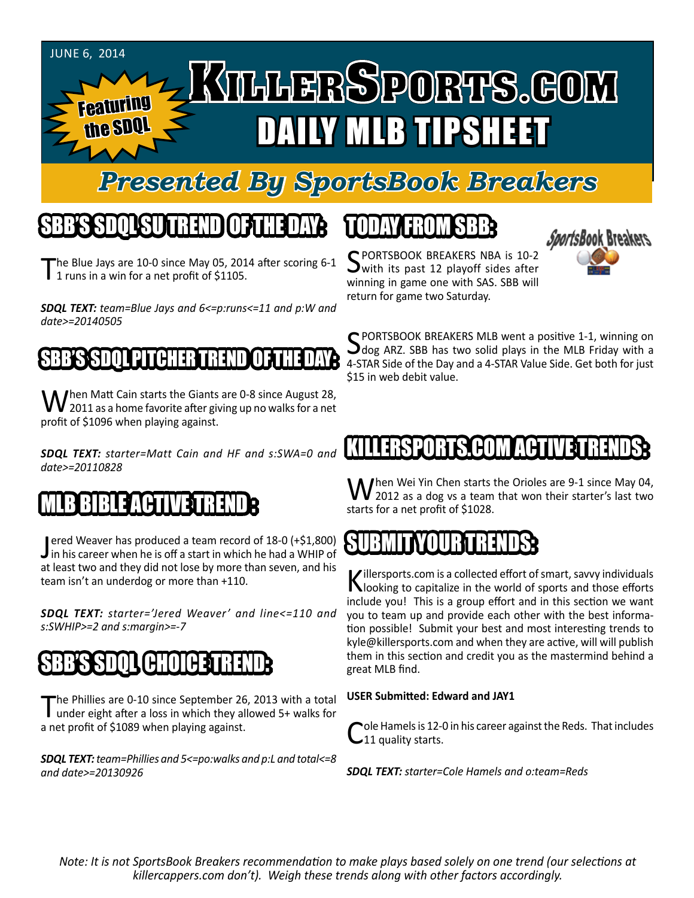JUNE 6, 2014

Featuring the SDQL

# KILLERSPORTS.COM DAILY MLB TIPSHEET

## Presented By SportsBook Breakers

## SBB'S SDQL SU TREND OF THE DAY:

The Blue Jays are 10-0 since May 05, 2014 after scoring 6-11 runs in a win for a net profit of $1105.

***SDQL TEXT:** team=Blue Jays and 6<=p:runs<=11 and p:W and date>=20140505*

## SBB'S SDQL PITCHER TREND OF THE DAY:

When Matt Cain starts the Giants are 0-8 since August 28, 2011 as a home favorite after giving up no walks for a net profit of $1096 when playing against.

***SDQL TEXT:** starter=Matt Cain and HF and s:SWA=0 and date>=20110828*

## MLB BIBLE ACTIVE TREND :

Jered Weaver has produced a team record of 18-0 (+$1,800) in his career when he is off a start in which he had a WHIP of at least two and they did not lose by more than seven, and his team isn't an underdog or more than +110.

***SDQL TEXT:** starter='Jered Weaver' and line<=110 and s:SWHIP>=2 and s:margin>=-7*

## SBB'S SDQL CHOICE TREND:

The Phillies are 0-10 since September 26, 2013 with a total under eight after a loss in which they allowed 5+ walks for a net profit of $1089 when playing against.

***SDQL TEXT:** team=Phillies and 5<=po:walks and p:L and total<=8 and date>=20130926*

## TODAY FROM SBB:

SportsBook Breakers

SPORTSBOOK BREAKERS NBA is 10-2 with its past 12 playoff sides after winning in game one with SAS. SBB will return for game two Saturday.

SPORTSBOOK BREAKERS MLB went a positive 1-1, winning on dog ARZ. SBB has two solid plays in the MLB Friday with a 4-STAR Side of the Day and a 4-STAR Value Side. Get both for just $15 in web debit value.

## KILLERSPORTS.COM ACTIVE TRENDS:

When Wei Yin Chen starts the Orioles are 9-1 since May 04, 2012 as a dog vs a team that won their starter's last two starts for a net profit of $1028.

## SUBMIT YOUR TRENDS:

Killersports.com is a collected effort of smart, savvy individuals looking to capitalize in the world of sports and those efforts include you! This is a group effort and in this section we want you to team up and provide each other with the best information possible! Submit your best and most interesting trends to kyle@killersports.com and when they are active, will will publish them in this section and credit you as the mastermind behind a great MLB find.

**USER Submitted: Edward and JAY1**

Cole Hamels is 12-0 in his career against the Reds. That includes 11 quality starts.

***SDQL TEXT:** starter=Cole Hamels and o:team=Reds*

*Note: It is not SportsBook Breakers recommendation to make plays based solely on one trend (our selections at killercappers.com don't). Weigh these trends along with other factors accordingly.*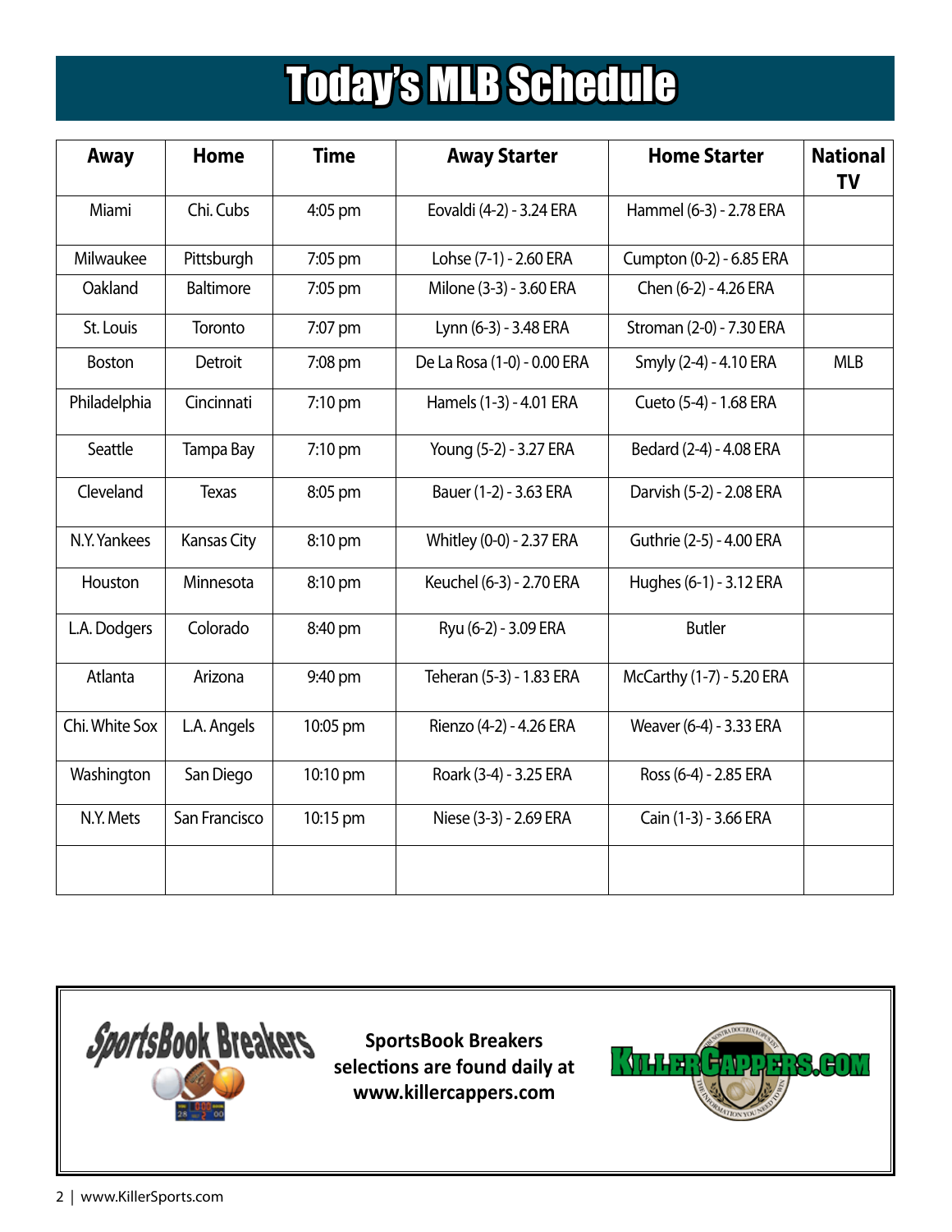# Today's MLB Schedule

| Away | Home | Time | Away Starter | Home Starter | National TV |
|---|---|---|---|---|---|
| Miami | Chi. Cubs | 4:05 pm | Eovaldi (4-2) - 3.24 ERA | Hammel (6-3) - 2.78 ERA | |
| Milwaukee | Pittsburgh | 7:05 pm | Lohse (7-1) - 2.60 ERA | Cumpton (0-2) - 6.85 ERA | |
| Oakland | Baltimore | 7:05 pm | Milone (3-3) - 3.60 ERA | Chen (6-2) - 4.26 ERA | |
| St. Louis | Toronto | 7:07 pm | Lynn (6-3) - 3.48 ERA | Stroman (2-0) - 7.30 ERA | |
| Boston | Detroit | 7:08 pm | De La Rosa (1-0) - 0.00 ERA | Smyly (2-4) - 4.10 ERA | MLB |
| Philadelphia | Cincinnati | 7:10 pm | Hamels (1-3) - 4.01 ERA | Cueto (5-4) - 1.68 ERA | |
| Seattle | Tampa Bay | 7:10 pm | Young (5-2) - 3.27 ERA | Bedard (2-4) - 4.08 ERA | |
| Cleveland | Texas | 8:05 pm | Bauer (1-2) - 3.63 ERA | Darvish (5-2) - 2.08 ERA | |
| N.Y. Yankees | Kansas City | 8:10 pm | Whitley (0-0) - 2.37 ERA | Guthrie (2-5) - 4.00 ERA | |
| Houston | Minnesota | 8:10 pm | Keuchel (6-3) - 2.70 ERA | Hughes (6-1) - 3.12 ERA | |
| L.A. Dodgers | Colorado | 8:40 pm | Ryu (6-2) - 3.09 ERA | Butler | |
| Atlanta | Arizona | 9:40 pm | Teheran (5-3) - 1.83 ERA | McCarthy (1-7) - 5.20 ERA | |
| Chi. White Sox | L.A. Angels | 10:05 pm | Rienzo (4-2) - 4.26 ERA | Weaver (6-4) - 3.33 ERA | |
| Washington | San Diego | 10:10 pm | Roark (3-4) - 3.25 ERA | Ross (6-4) - 2.85 ERA | |
| N.Y. Mets | San Francisco | 10:15 pm | Niese (3-3) - 2.69 ERA | Cain (1-3) - 3.66 ERA | |
| | | | | | |

SportsBook Breakers

**SportsBook Breakers selections are found daily at www.killercappers.com**

KILLERCAPPERS.COM